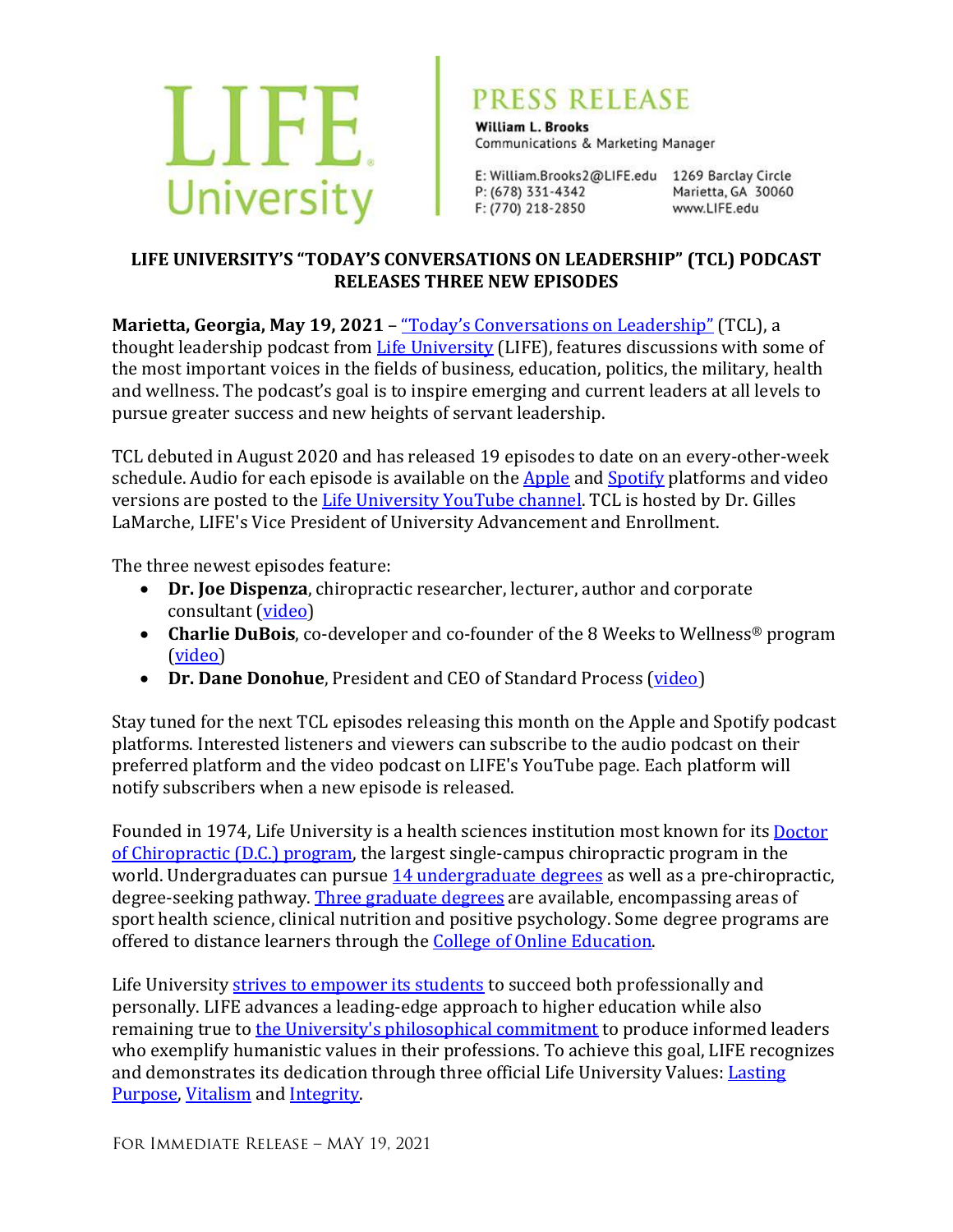# LIFE University

## PRESS RELEASE

**William L. Brooks**
Communications & Marketing Manager

E: William.Brooks2@LIFE.edu
P: (678) 331-4342
F: (770) 218-2850

1269 Barclay Circle
Marietta, GA 30060
www.LIFE.edu

**LIFE UNIVERSITY'S "TODAY'S CONVERSATIONS ON LEADERSHIP" (TCL) PODCAST RELEASES THREE NEW EPISODES**

**Marietta, Georgia, May 19, 2021** – "Today's Conversations on Leadership" (TCL), a thought leadership podcast from Life University (LIFE), features discussions with some of the most important voices in the fields of business, education, politics, the military, health and wellness. The podcast's goal is to inspire emerging and current leaders at all levels to pursue greater success and new heights of servant leadership.

TCL debuted in August 2020 and has released 19 episodes to date on an every-other-week schedule. Audio for each episode is available on the Apple and Spotify platforms and video versions are posted to the Life University YouTube channel. TCL is hosted by Dr. Gilles LaMarche, LIFE's Vice President of University Advancement and Enrollment.

The three newest episodes feature:

- **Dr. Joe Dispenza**, chiropractic researcher, lecturer, author and corporate consultant (video)
- **Charlie DuBois**, co-developer and co-founder of the 8 Weeks to Wellness® program (video)
- **Dr. Dane Donohue**, President and CEO of Standard Process (video)

Stay tuned for the next TCL episodes releasing this month on the Apple and Spotify podcast platforms. Interested listeners and viewers can subscribe to the audio podcast on their preferred platform and the video podcast on LIFE's YouTube page. Each platform will notify subscribers when a new episode is released.

Founded in 1974, Life University is a health sciences institution most known for its Doctor of Chiropractic (D.C.) program, the largest single-campus chiropractic program in the world. Undergraduates can pursue 14 undergraduate degrees as well as a pre-chiropractic, degree-seeking pathway. Three graduate degrees are available, encompassing areas of sport health science, clinical nutrition and positive psychology. Some degree programs are offered to distance learners through the College of Online Education.

Life University strives to empower its students to succeed both professionally and personally. LIFE advances a leading-edge approach to higher education while also remaining true to the University's philosophical commitment to produce informed leaders who exemplify humanistic values in their professions. To achieve this goal, LIFE recognizes and demonstrates its dedication through three official Life University Values: Lasting Purpose, Vitalism and Integrity.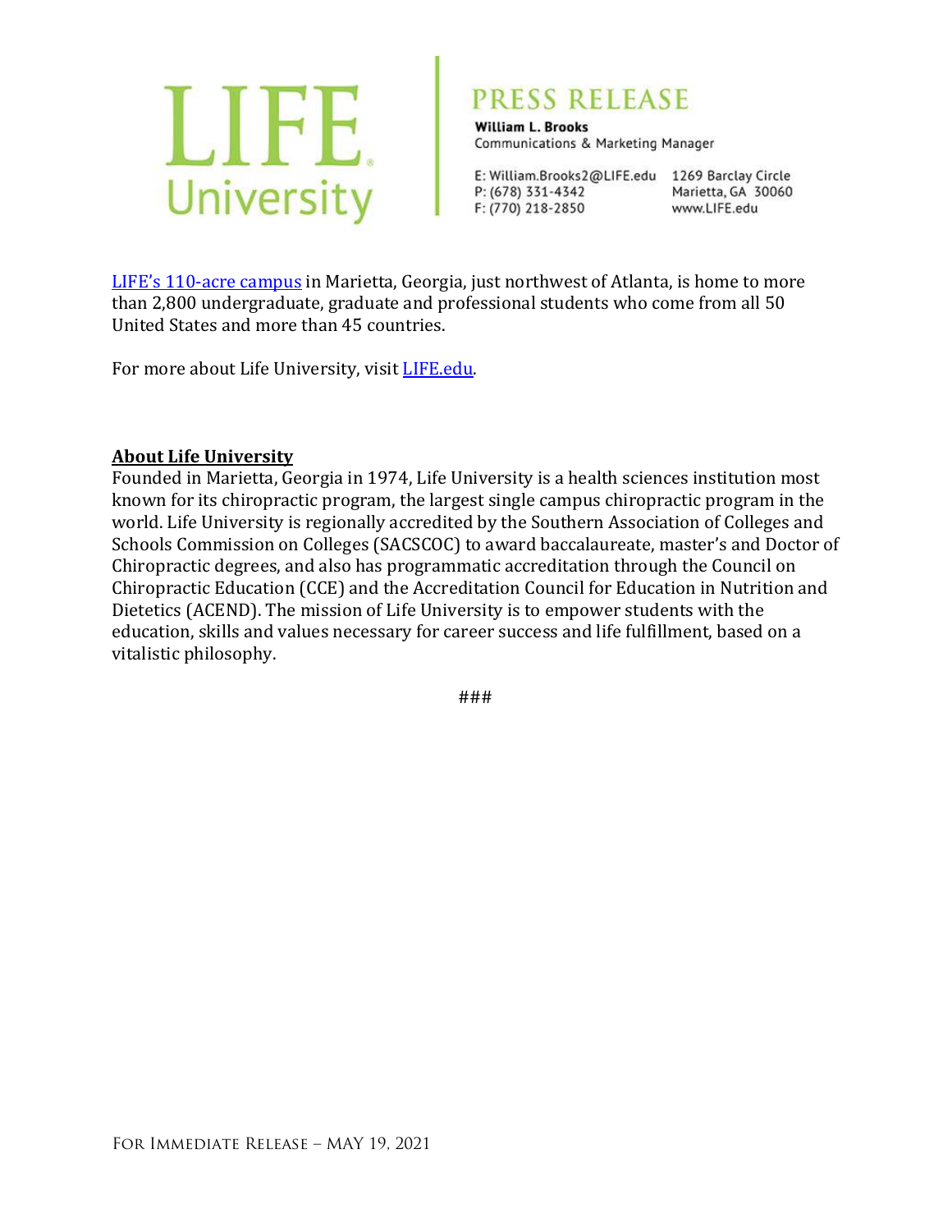LIFE University

PRESS RELEASE

**William L. Brooks**
Communications & Marketing Manager

E: William.Brooks2@LIFE.edu
P: (678) 331-4342
F: (770) 218-2850

1269 Barclay Circle
Marietta, GA 30060
www.LIFE.edu

LIFE's 110-acre campus in Marietta, Georgia, just northwest of Atlanta, is home to more than 2,800 undergraduate, graduate and professional students who come from all 50 United States and more than 45 countries.

For more about Life University, visit LIFE.edu.

**About Life University**

Founded in Marietta, Georgia in 1974, Life University is a health sciences institution most known for its chiropractic program, the largest single campus chiropractic program in the world. Life University is regionally accredited by the Southern Association of Colleges and Schools Commission on Colleges (SACSCOC) to award baccalaureate, master's and Doctor of Chiropractic degrees, and also has programmatic accreditation through the Council on Chiropractic Education (CCE) and the Accreditation Council for Education in Nutrition and Dietetics (ACEND). The mission of Life University is to empower students with the education, skills and values necessary for career success and life fulfillment, based on a vitalistic philosophy.

###

For Immediate Release – MAY 19, 2021